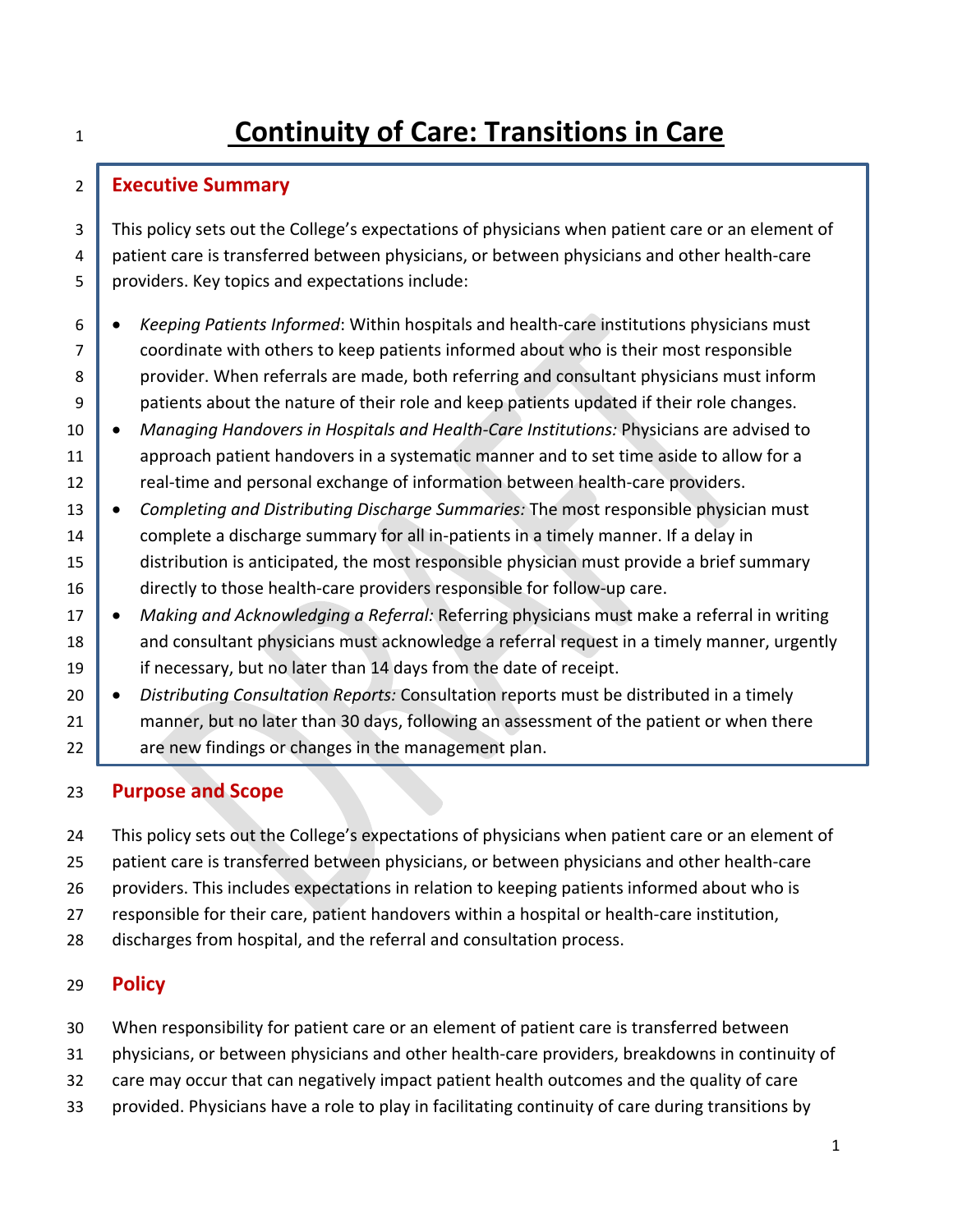# Continuity of Care: Transitions in Care

## Executive Summary

This policy sets out the College's expectations of physicians when patient care or an element of patient care is transferred between physicians, or between physicians and other health-care providers. Key topics and expectations include:

- *Keeping Patients Informed*: Within hospitals and health-care institutions physicians must coordinate with others to keep patients informed about who is their most responsible provider. When referrals are made, both referring and consultant physicians must inform patients about the nature of their role and keep patients updated if their role changes.
- *Managing Handovers in Hospitals and Health-Care Institutions:* Physicians are advised to approach patient handovers in a systematic manner and to set time aside to allow for a real-time and personal exchange of information between health-care providers.
- *Completing and Distributing Discharge Summaries:* The most responsible physician must complete a discharge summary for all in-patients in a timely manner. If a delay in distribution is anticipated, the most responsible physician must provide a brief summary directly to those health-care providers responsible for follow-up care.
- *Making and Acknowledging a Referral:* Referring physicians must make a referral in writing and consultant physicians must acknowledge a referral request in a timely manner, urgently if necessary, but no later than 14 days from the date of receipt.
- *Distributing Consultation Reports:* Consultation reports must be distributed in a timely manner, but no later than 30 days, following an assessment of the patient or when there are new findings or changes in the management plan.

## Purpose and Scope

This policy sets out the College's expectations of physicians when patient care or an element of patient care is transferred between physicians, or between physicians and other health-care providers. This includes expectations in relation to keeping patients informed about who is responsible for their care, patient handovers within a hospital or health-care institution, discharges from hospital, and the referral and consultation process.

## Policy

When responsibility for patient care or an element of patient care is transferred between physicians, or between physicians and other health-care providers, breakdowns in continuity of care may occur that can negatively impact patient health outcomes and the quality of care provided. Physicians have a role to play in facilitating continuity of care during transitions by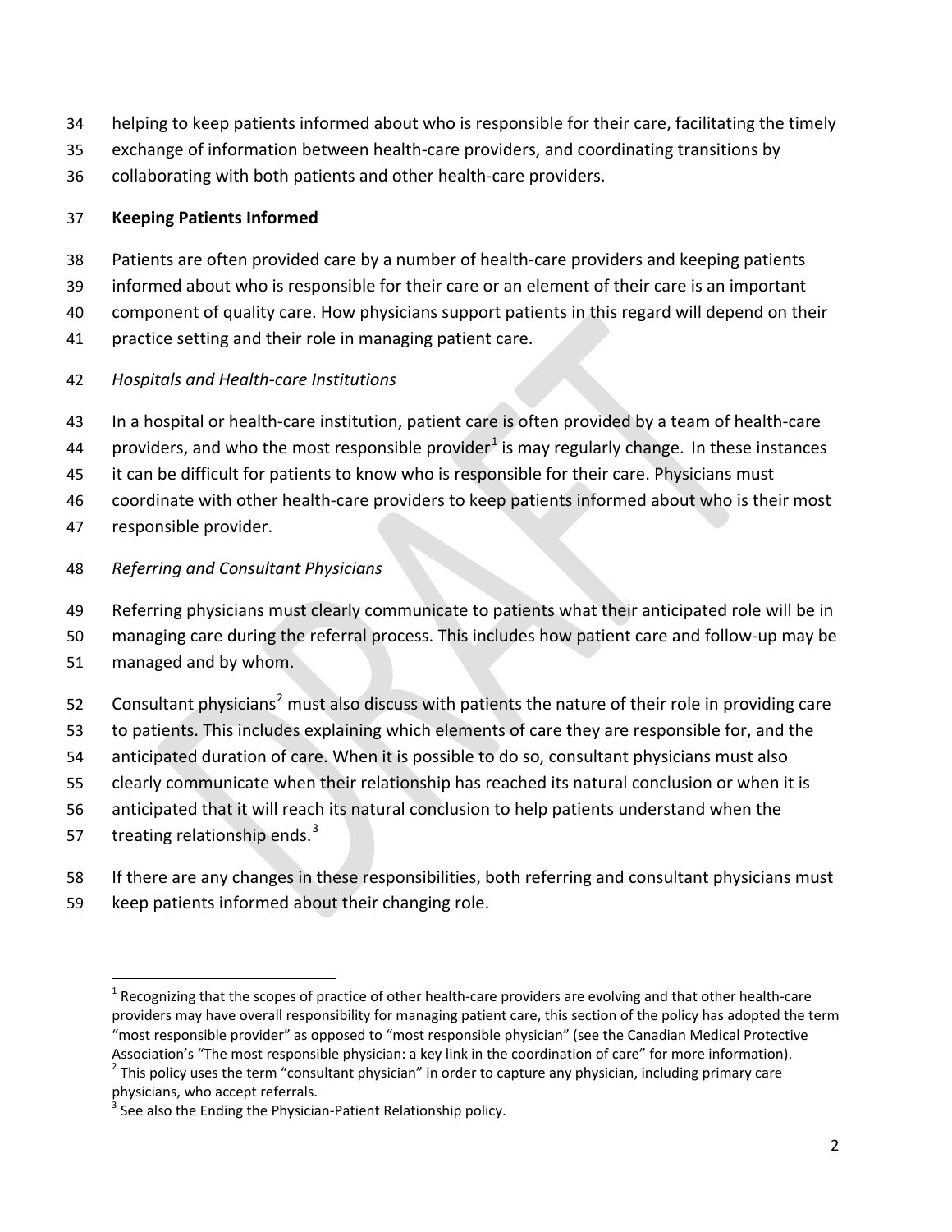helping to keep patients informed about who is responsible for their care, facilitating the timely exchange of information between health-care providers, and coordinating transitions by collaborating with both patients and other health-care providers.

## Keeping Patients Informed

Patients are often provided care by a number of health-care providers and keeping patients informed about who is responsible for their care or an element of their care is an important component of quality care. How physicians support patients in this regard will depend on their practice setting and their role in managing patient care.

### *Hospitals and Health-care Institutions*

In a hospital or health-care institution, patient care is often provided by a team of health-care providers, and who the most responsible provider[1] is may regularly change. In these instances it can be difficult for patients to know who is responsible for their care. Physicians must coordinate with other health-care providers to keep patients informed about who is their most responsible provider.

### *Referring and Consultant Physicians*

Referring physicians must clearly communicate to patients what their anticipated role will be in managing care during the referral process. This includes how patient care and follow-up may be managed and by whom.

Consultant physicians[2] must also discuss with patients the nature of their role in providing care to patients. This includes explaining which elements of care they are responsible for, and the anticipated duration of care. When it is possible to do so, consultant physicians must also clearly communicate when their relationship has reached its natural conclusion or when it is anticipated that it will reach its natural conclusion to help patients understand when the treating relationship ends.[3]

If there are any changes in these responsibilities, both referring and consultant physicians must keep patients informed about their changing role.

---

[1] Recognizing that the scopes of practice of other health-care providers are evolving and that other health-care providers may have overall responsibility for managing patient care, this section of the policy has adopted the term "most responsible provider" as opposed to "most responsible physician" (see the Canadian Medical Protective Association's "The most responsible physician: a key link in the coordination of care" for more information).

[2] This policy uses the term "consultant physician" in order to capture any physician, including primary care physicians, who accept referrals.

[3] See also the Ending the Physician-Patient Relationship policy.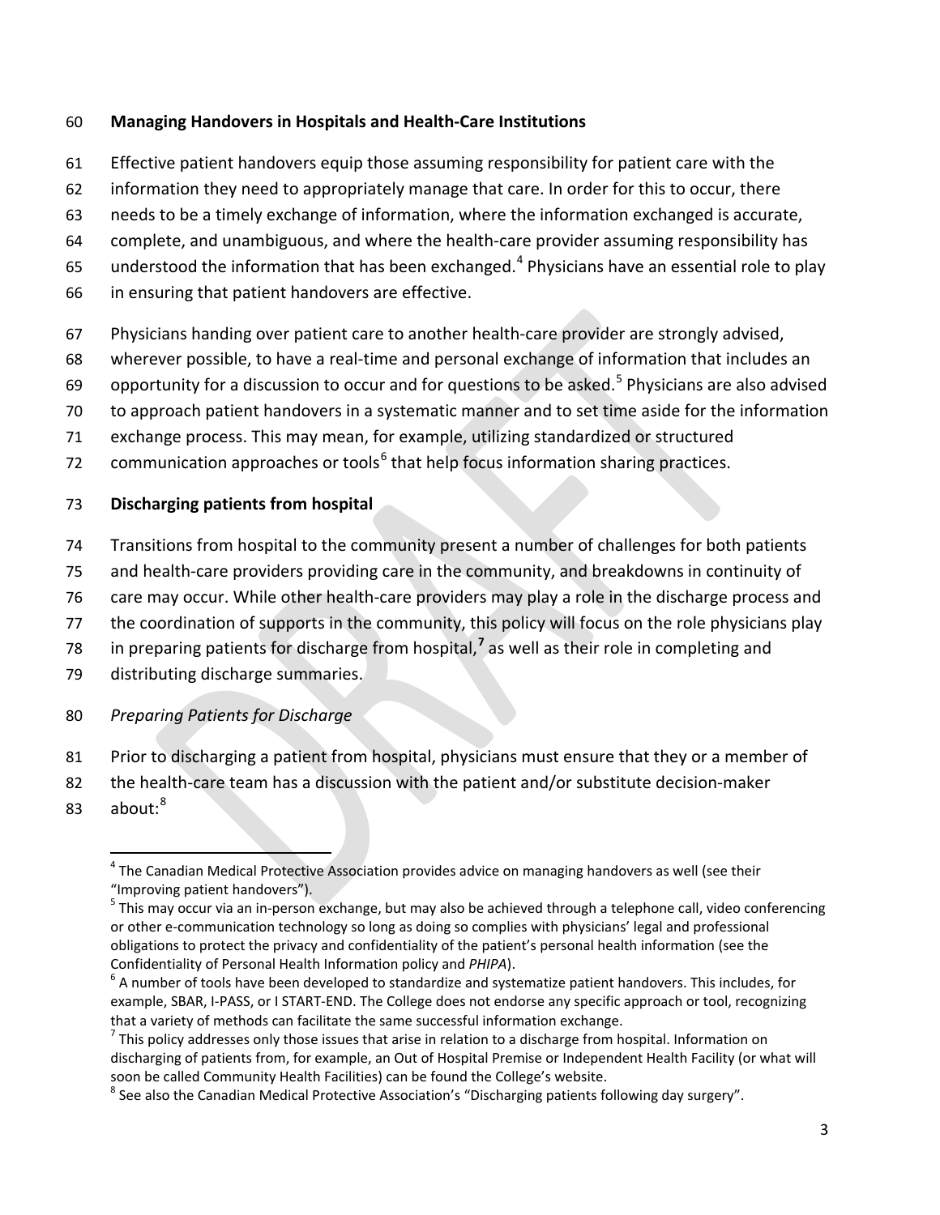## Managing Handovers in Hospitals and Health-Care Institutions

Effective patient handovers equip those assuming responsibility for patient care with the information they need to appropriately manage that care. In order for this to occur, there needs to be a timely exchange of information, where the information exchanged is accurate, complete, and unambiguous, and where the health-care provider assuming responsibility has understood the information that has been exchanged.[4] Physicians have an essential role to play in ensuring that patient handovers are effective.

Physicians handing over patient care to another health-care provider are strongly advised, wherever possible, to have a real-time and personal exchange of information that includes an opportunity for a discussion to occur and for questions to be asked.[5] Physicians are also advised to approach patient handovers in a systematic manner and to set time aside for the information exchange process. This may mean, for example, utilizing standardized or structured communication approaches or tools[6] that help focus information sharing practices.

## Discharging patients from hospital

Transitions from hospital to the community present a number of challenges for both patients and health-care providers providing care in the community, and breakdowns in continuity of care may occur. While other health-care providers may play a role in the discharge process and the coordination of supports in the community, this policy will focus on the role physicians play in preparing patients for discharge from hospital,[7] as well as their role in completing and distributing discharge summaries.

### *Preparing Patients for Discharge*

Prior to discharging a patient from hospital, physicians must ensure that they or a member of the health-care team has a discussion with the patient and/or substitute decision-maker about:[8]

---

[4] The Canadian Medical Protective Association provides advice on managing handovers as well (see their "Improving patient handovers").

[5] This may occur via an in-person exchange, but may also be achieved through a telephone call, video conferencing or other e-communication technology so long as doing so complies with physicians' legal and professional obligations to protect the privacy and confidentiality of the patient's personal health information (see the Confidentiality of Personal Health Information policy and *PHIPA*).

[6] A number of tools have been developed to standardize and systematize patient handovers. This includes, for example, SBAR, I-PASS, or I START-END. The College does not endorse any specific approach or tool, recognizing that a variety of methods can facilitate the same successful information exchange.

[7] This policy addresses only those issues that arise in relation to a discharge from hospital. Information on discharging of patients from, for example, an Out of Hospital Premise or Independent Health Facility (or what will soon be called Community Health Facilities) can be found the College's website.

[8] See also the Canadian Medical Protective Association's "Discharging patients following day surgery".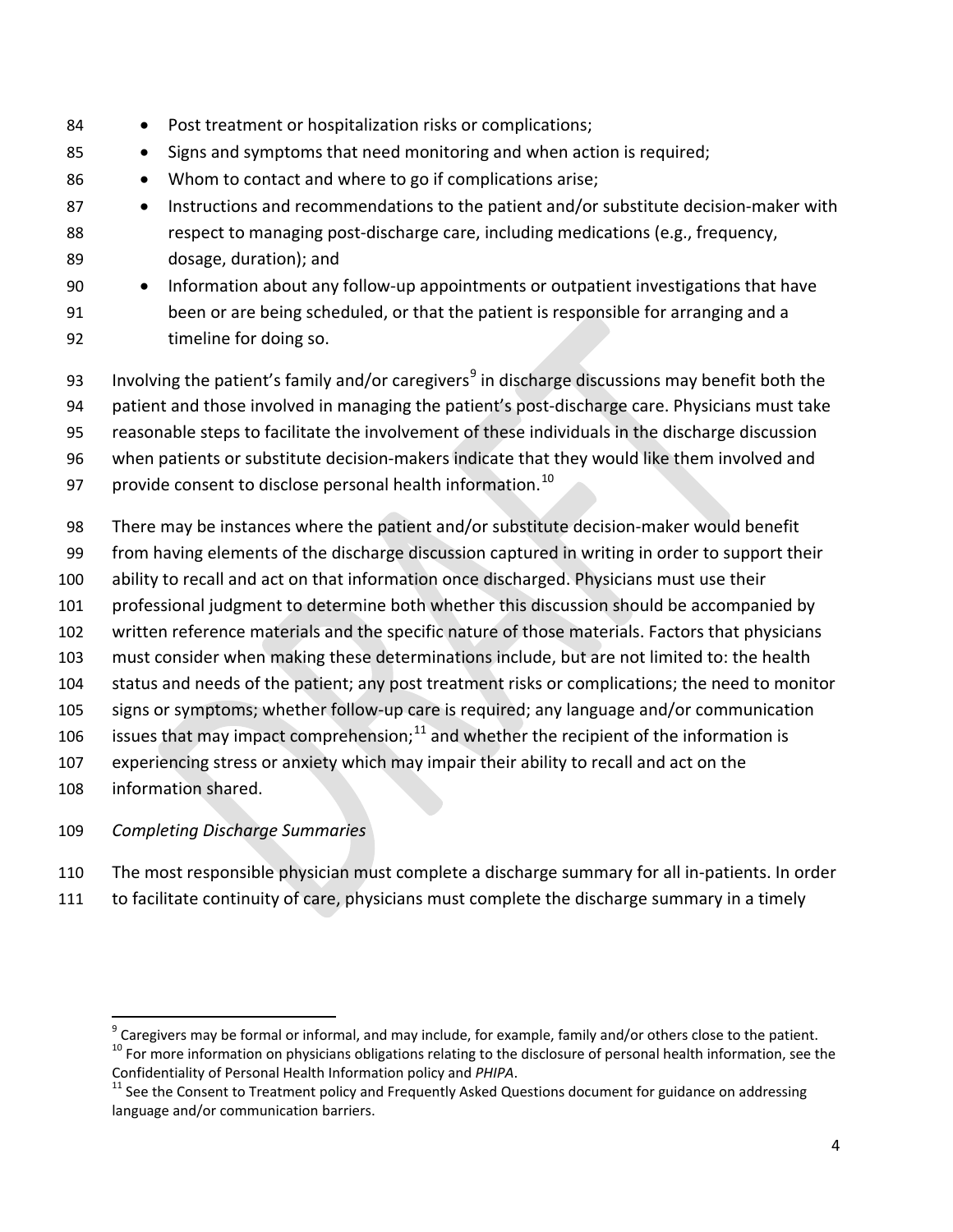- Post treatment or hospitalization risks or complications;
- Signs and symptoms that need monitoring and when action is required;
- Whom to contact and where to go if complications arise;
- Instructions and recommendations to the patient and/or substitute decision-maker with respect to managing post-discharge care, including medications (e.g., frequency, dosage, duration); and
- Information about any follow-up appointments or outpatient investigations that have been or are being scheduled, or that the patient is responsible for arranging and a timeline for doing so.

Involving the patient's family and/or caregivers[9] in discharge discussions may benefit both the patient and those involved in managing the patient's post-discharge care. Physicians must take reasonable steps to facilitate the involvement of these individuals in the discharge discussion when patients or substitute decision-makers indicate that they would like them involved and provide consent to disclose personal health information.[10]

There may be instances where the patient and/or substitute decision-maker would benefit from having elements of the discharge discussion captured in writing in order to support their ability to recall and act on that information once discharged. Physicians must use their professional judgment to determine both whether this discussion should be accompanied by written reference materials and the specific nature of those materials. Factors that physicians must consider when making these determinations include, but are not limited to: the health status and needs of the patient; any post treatment risks or complications; the need to monitor signs or symptoms; whether follow-up care is required; any language and/or communication issues that may impact comprehension;[11] and whether the recipient of the information is experiencing stress or anxiety which may impair their ability to recall and act on the information shared.

*Completing Discharge Summaries*

The most responsible physician must complete a discharge summary for all in-patients. In order to facilitate continuity of care, physicians must complete the discharge summary in a timely

---

[9] Caregivers may be formal or informal, and may include, for example, family and/or others close to the patient.

[10] For more information on physicians obligations relating to the disclosure of personal health information, see the Confidentiality of Personal Health Information policy and *PHIPA*.

[11] See the Consent to Treatment policy and Frequently Asked Questions document for guidance on addressing language and/or communication barriers.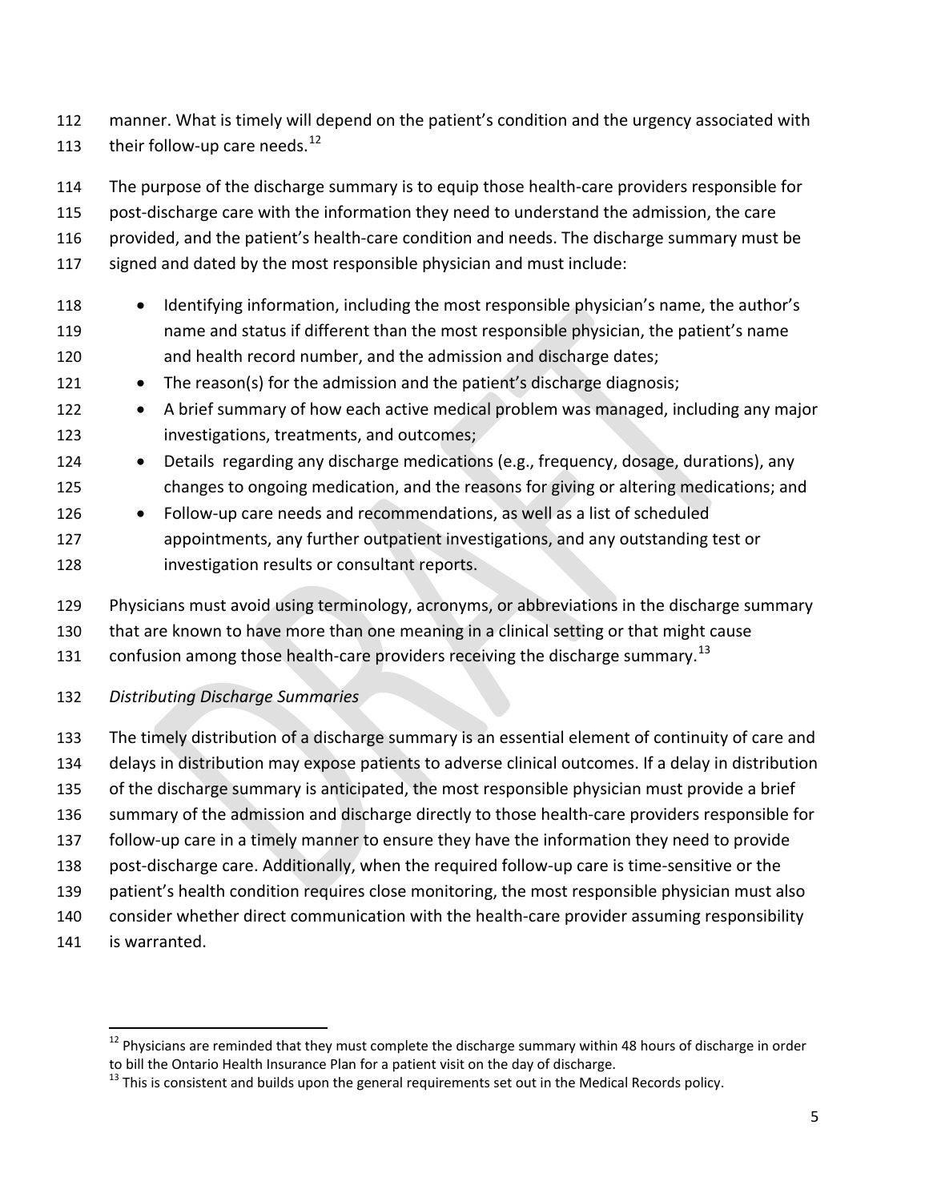manner. What is timely will depend on the patient's condition and the urgency associated with their follow-up care needs.[12]

The purpose of the discharge summary is to equip those health-care providers responsible for post-discharge care with the information they need to understand the admission, the care provided, and the patient's health-care condition and needs. The discharge summary must be signed and dated by the most responsible physician and must include:

- Identifying information, including the most responsible physician's name, the author's name and status if different than the most responsible physician, the patient's name and health record number, and the admission and discharge dates;
- The reason(s) for the admission and the patient's discharge diagnosis;
- A brief summary of how each active medical problem was managed, including any major investigations, treatments, and outcomes;
- Details regarding any discharge medications (e.g., frequency, dosage, durations), any changes to ongoing medication, and the reasons for giving or altering medications; and
- Follow-up care needs and recommendations, as well as a list of scheduled appointments, any further outpatient investigations, and any outstanding test or investigation results or consultant reports.

Physicians must avoid using terminology, acronyms, or abbreviations in the discharge summary that are known to have more than one meaning in a clinical setting or that might cause confusion among those health-care providers receiving the discharge summary.[13]

*Distributing Discharge Summaries*

The timely distribution of a discharge summary is an essential element of continuity of care and delays in distribution may expose patients to adverse clinical outcomes. If a delay in distribution of the discharge summary is anticipated, the most responsible physician must provide a brief summary of the admission and discharge directly to those health-care providers responsible for follow-up care in a timely manner to ensure they have the information they need to provide post-discharge care. Additionally, when the required follow-up care is time-sensitive or the patient's health condition requires close monitoring, the most responsible physician must also consider whether direct communication with the health-care provider assuming responsibility is warranted.

---

[12] Physicians are reminded that they must complete the discharge summary within 48 hours of discharge in order to bill the Ontario Health Insurance Plan for a patient visit on the day of discharge.

[13] This is consistent and builds upon the general requirements set out in the Medical Records policy.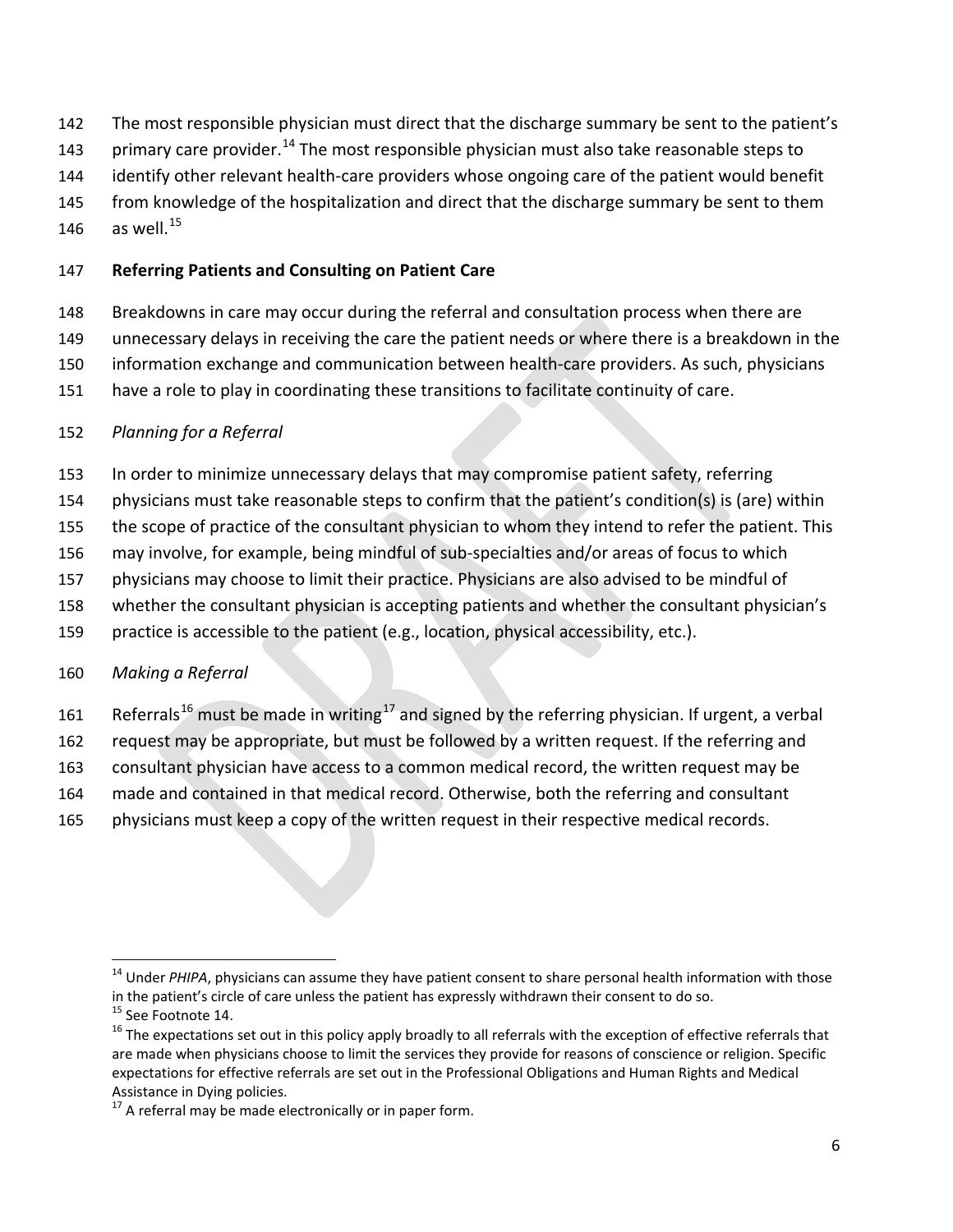The most responsible physician must direct that the discharge summary be sent to the patient's primary care provider.[14] The most responsible physician must also take reasonable steps to identify other relevant health-care providers whose ongoing care of the patient would benefit from knowledge of the hospitalization and direct that the discharge summary be sent to them as well.[15]

**Referring Patients and Consulting on Patient Care**

Breakdowns in care may occur during the referral and consultation process when there are unnecessary delays in receiving the care the patient needs or where there is a breakdown in the information exchange and communication between health-care providers. As such, physicians have a role to play in coordinating these transitions to facilitate continuity of care.

*Planning for a Referral*

In order to minimize unnecessary delays that may compromise patient safety, referring physicians must take reasonable steps to confirm that the patient's condition(s) is (are) within the scope of practice of the consultant physician to whom they intend to refer the patient. This may involve, for example, being mindful of sub-specialties and/or areas of focus to which physicians may choose to limit their practice. Physicians are also advised to be mindful of whether the consultant physician is accepting patients and whether the consultant physician's practice is accessible to the patient (e.g., location, physical accessibility, etc.).

*Making a Referral*

Referrals[16] must be made in writing[17] and signed by the referring physician. If urgent, a verbal request may be appropriate, but must be followed by a written request. If the referring and consultant physician have access to a common medical record, the written request may be made and contained in that medical record. Otherwise, both the referring and consultant physicians must keep a copy of the written request in their respective medical records.

---

[14] Under *PHIPA*, physicians can assume they have patient consent to share personal health information with those in the patient's circle of care unless the patient has expressly withdrawn their consent to do so.

[15] See Footnote 14.

[16] The expectations set out in this policy apply broadly to all referrals with the exception of effective referrals that are made when physicians choose to limit the services they provide for reasons of conscience or religion. Specific expectations for effective referrals are set out in the Professional Obligations and Human Rights and Medical Assistance in Dying policies.

[17] A referral may be made electronically or in paper form.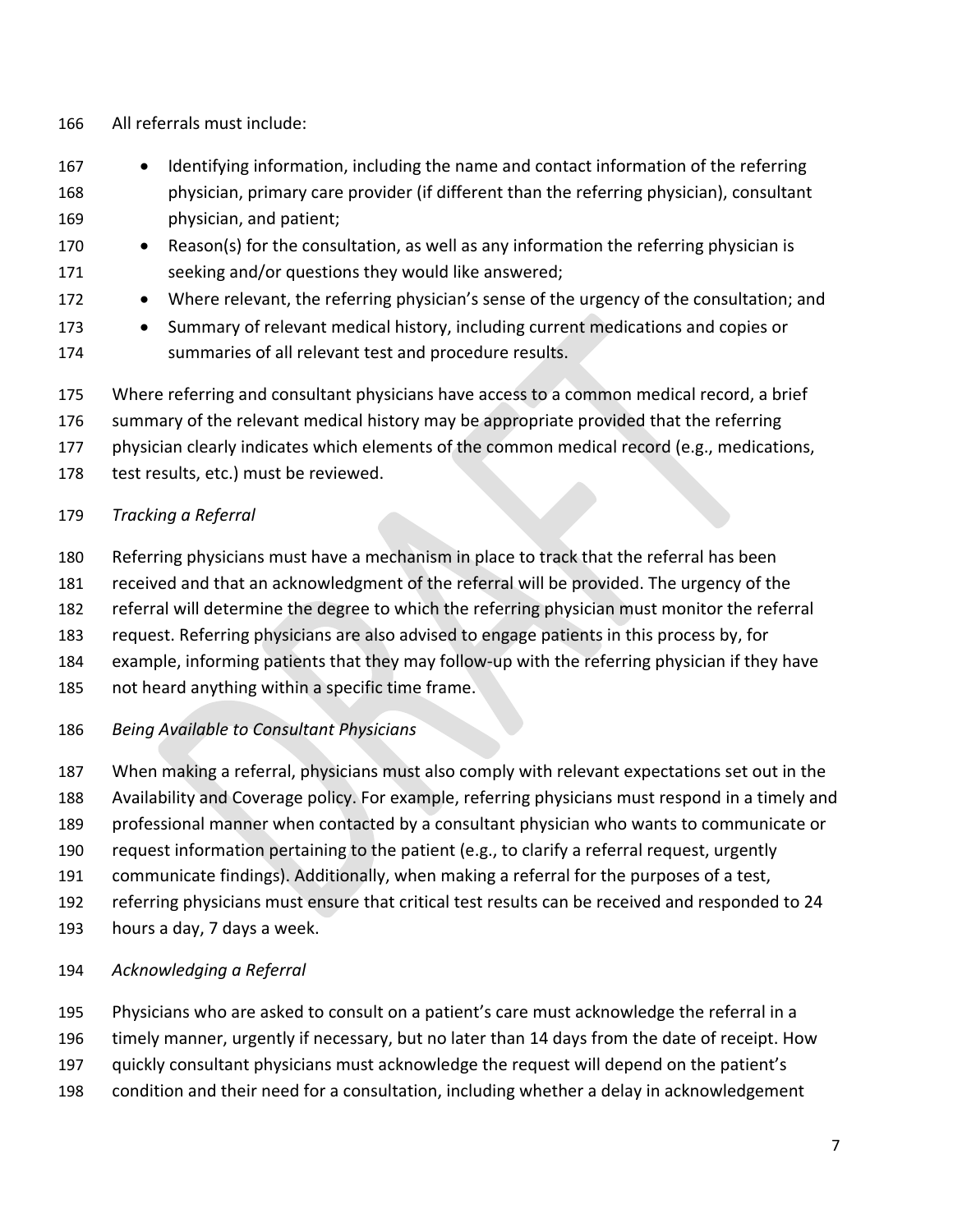All referrals must include:

- Identifying information, including the name and contact information of the referring physician, primary care provider (if different than the referring physician), consultant physician, and patient;
- Reason(s) for the consultation, as well as any information the referring physician is seeking and/or questions they would like answered;
- Where relevant, the referring physician's sense of the urgency of the consultation; and
- Summary of relevant medical history, including current medications and copies or summaries of all relevant test and procedure results.

Where referring and consultant physicians have access to a common medical record, a brief summary of the relevant medical history may be appropriate provided that the referring physician clearly indicates which elements of the common medical record (e.g., medications, test results, etc.) must be reviewed.

*Tracking a Referral*

Referring physicians must have a mechanism in place to track that the referral has been received and that an acknowledgment of the referral will be provided. The urgency of the referral will determine the degree to which the referring physician must monitor the referral request. Referring physicians are also advised to engage patients in this process by, for example, informing patients that they may follow-up with the referring physician if they have not heard anything within a specific time frame.

*Being Available to Consultant Physicians*

When making a referral, physicians must also comply with relevant expectations set out in the Availability and Coverage policy. For example, referring physicians must respond in a timely and professional manner when contacted by a consultant physician who wants to communicate or request information pertaining to the patient (e.g., to clarify a referral request, urgently communicate findings). Additionally, when making a referral for the purposes of a test, referring physicians must ensure that critical test results can be received and responded to 24 hours a day, 7 days a week.

*Acknowledging a Referral*

Physicians who are asked to consult on a patient's care must acknowledge the referral in a timely manner, urgently if necessary, but no later than 14 days from the date of receipt. How quickly consultant physicians must acknowledge the request will depend on the patient's condition and their need for a consultation, including whether a delay in acknowledgement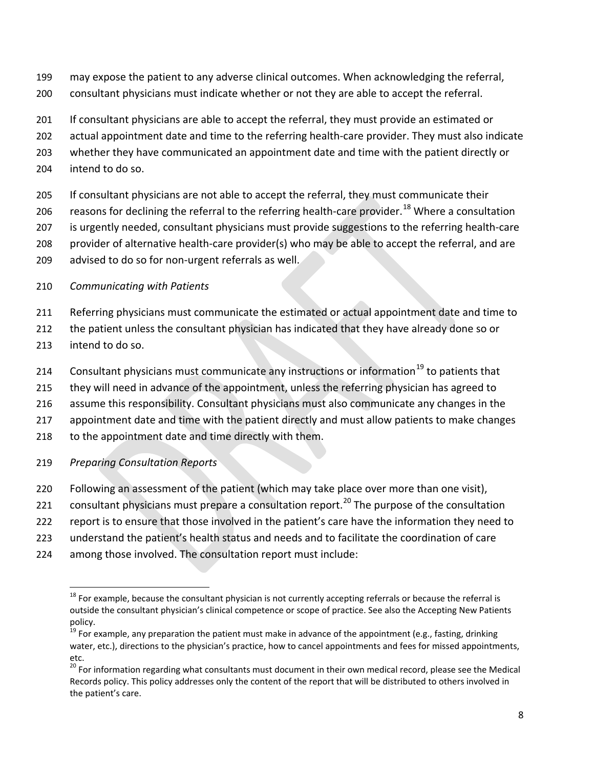may expose the patient to any adverse clinical outcomes. When acknowledging the referral, consultant physicians must indicate whether or not they are able to accept the referral.

If consultant physicians are able to accept the referral, they must provide an estimated or actual appointment date and time to the referring health-care provider. They must also indicate whether they have communicated an appointment date and time with the patient directly or intend to do so.

If consultant physicians are not able to accept the referral, they must communicate their reasons for declining the referral to the referring health-care provider.[18] Where a consultation is urgently needed, consultant physicians must provide suggestions to the referring health-care provider of alternative health-care provider(s) who may be able to accept the referral, and are advised to do so for non-urgent referrals as well.

*Communicating with Patients*

Referring physicians must communicate the estimated or actual appointment date and time to the patient unless the consultant physician has indicated that they have already done so or intend to do so.

Consultant physicians must communicate any instructions or information[19] to patients that they will need in advance of the appointment, unless the referring physician has agreed to assume this responsibility. Consultant physicians must also communicate any changes in the appointment date and time with the patient directly and must allow patients to make changes to the appointment date and time directly with them.

*Preparing Consultation Reports*

Following an assessment of the patient (which may take place over more than one visit), consultant physicians must prepare a consultation report.[20] The purpose of the consultation report is to ensure that those involved in the patient's care have the information they need to understand the patient's health status and needs and to facilitate the coordination of care among those involved. The consultation report must include:

---

[18] For example, because the consultant physician is not currently accepting referrals or because the referral is outside the consultant physician's clinical competence or scope of practice. See also the Accepting New Patients policy.

[19] For example, any preparation the patient must make in advance of the appointment (e.g., fasting, drinking water, etc.), directions to the physician's practice, how to cancel appointments and fees for missed appointments, etc.

[20] For information regarding what consultants must document in their own medical record, please see the Medical Records policy. This policy addresses only the content of the report that will be distributed to others involved in the patient's care.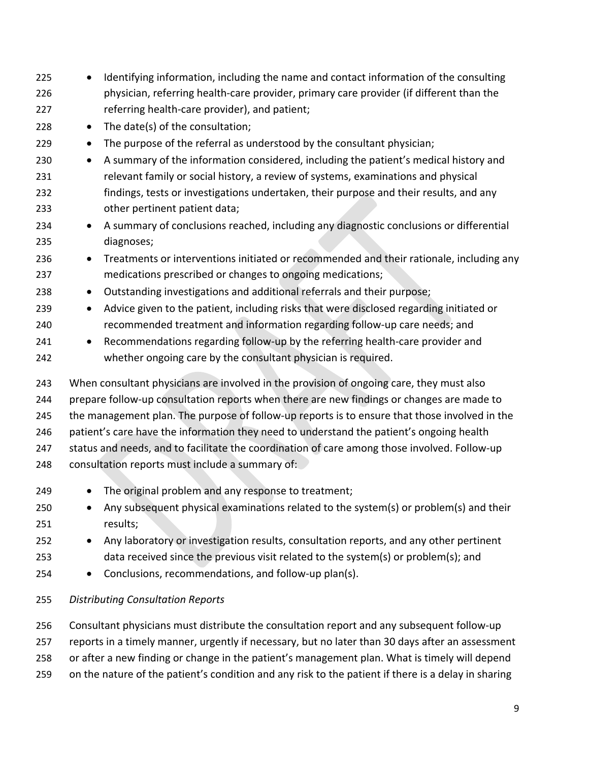- Identifying information, including the name and contact information of the consulting physician, referring health-care provider, primary care provider (if different than the referring health-care provider), and patient;
- The date(s) of the consultation;
- The purpose of the referral as understood by the consultant physician;
- A summary of the information considered, including the patient's medical history and relevant family or social history, a review of systems, examinations and physical findings, tests or investigations undertaken, their purpose and their results, and any other pertinent patient data;
- A summary of conclusions reached, including any diagnostic conclusions or differential diagnoses;
- Treatments or interventions initiated or recommended and their rationale, including any medications prescribed or changes to ongoing medications;
- Outstanding investigations and additional referrals and their purpose;
- Advice given to the patient, including risks that were disclosed regarding initiated or recommended treatment and information regarding follow-up care needs; and
- Recommendations regarding follow-up by the referring health-care provider and whether ongoing care by the consultant physician is required.

When consultant physicians are involved in the provision of ongoing care, they must also prepare follow-up consultation reports when there are new findings or changes are made to the management plan. The purpose of follow-up reports is to ensure that those involved in the patient's care have the information they need to understand the patient's ongoing health status and needs, and to facilitate the coordination of care among those involved. Follow-up consultation reports must include a summary of:

- The original problem and any response to treatment;
- Any subsequent physical examinations related to the system(s) or problem(s) and their results;
- Any laboratory or investigation results, consultation reports, and any other pertinent data received since the previous visit related to the system(s) or problem(s); and
- Conclusions, recommendations, and follow-up plan(s).

*Distributing Consultation Reports*

Consultant physicians must distribute the consultation report and any subsequent follow-up reports in a timely manner, urgently if necessary, but no later than 30 days after an assessment or after a new finding or change in the patient's management plan. What is timely will depend on the nature of the patient's condition and any risk to the patient if there is a delay in sharing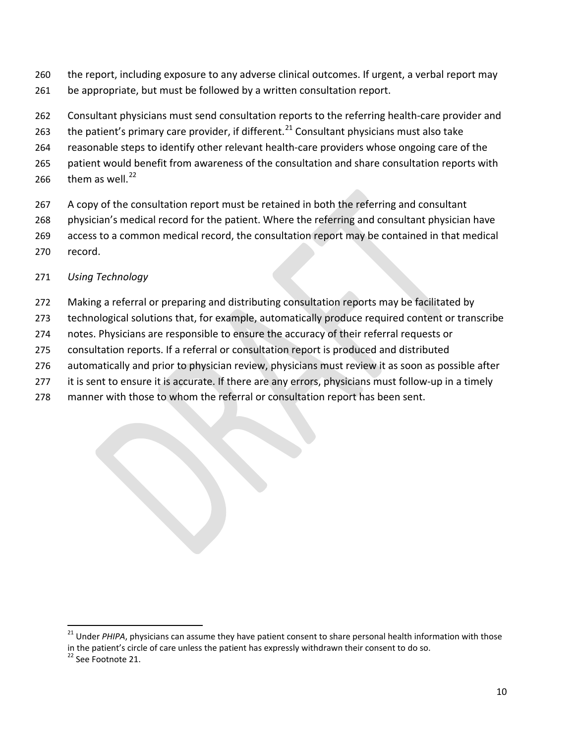the report, including exposure to any adverse clinical outcomes. If urgent, a verbal report may be appropriate, but must be followed by a written consultation report.

Consultant physicians must send consultation reports to the referring health-care provider and the patient's primary care provider, if different.[21] Consultant physicians must also take reasonable steps to identify other relevant health-care providers whose ongoing care of the patient would benefit from awareness of the consultation and share consultation reports with them as well.[22]

A copy of the consultation report must be retained in both the referring and consultant physician's medical record for the patient. Where the referring and consultant physician have access to a common medical record, the consultation report may be contained in that medical record.

*Using Technology*

Making a referral or preparing and distributing consultation reports may be facilitated by technological solutions that, for example, automatically produce required content or transcribe notes. Physicians are responsible to ensure the accuracy of their referral requests or consultation reports. If a referral or consultation report is produced and distributed automatically and prior to physician review, physicians must review it as soon as possible after it is sent to ensure it is accurate. If there are any errors, physicians must follow-up in a timely manner with those to whom the referral or consultation report has been sent.

---

[21] Under *PHIPA*, physicians can assume they have patient consent to share personal health information with those in the patient's circle of care unless the patient has expressly withdrawn their consent to do so.

[22] See Footnote 21.